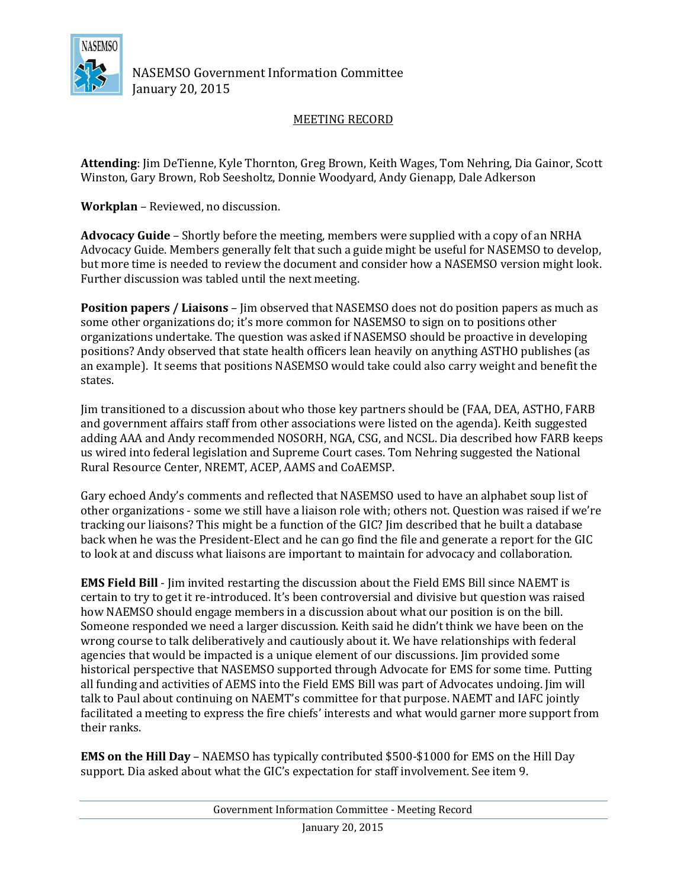NASEMSO Government Information Committee
January 20, 2015

# MEETING RECORD

**Attending**: Jim DeTienne, Kyle Thornton, Greg Brown, Keith Wages, Tom Nehring, Dia Gainor, Scott Winston, Gary Brown, Rob Seesholtz, Donnie Woodyard, Andy Gienapp, Dale Adkerson

**Workplan** – Reviewed, no discussion.

**Advocacy Guide** – Shortly before the meeting, members were supplied with a copy of an NRHA Advocacy Guide. Members generally felt that such a guide might be useful for NASEMSO to develop, but more time is needed to review the document and consider how a NASEMSO version might look. Further discussion was tabled until the next meeting.

**Position papers / Liaisons** – Jim observed that NASEMSO does not do position papers as much as some other organizations do; it's more common for NASEMSO to sign on to positions other organizations undertake. The question was asked if NASEMSO should be proactive in developing positions? Andy observed that state health officers lean heavily on anything ASTHO publishes (as an example). It seems that positions NASEMSO would take could also carry weight and benefit the states.

Jim transitioned to a discussion about who those key partners should be (FAA, DEA, ASTHO, FARB and government affairs staff from other associations were listed on the agenda). Keith suggested adding AAA and Andy recommended NOSORH, NGA, CSG, and NCSL. Dia described how FARB keeps us wired into federal legislation and Supreme Court cases. Tom Nehring suggested the National Rural Resource Center, NREMT, ACEP, AAMS and CoAEMSP.

Gary echoed Andy's comments and reflected that NASEMSO used to have an alphabet soup list of other organizations - some we still have a liaison role with; others not. Question was raised if we're tracking our liaisons? This might be a function of the GIC? Jim described that he built a database back when he was the President-Elect and he can go find the file and generate a report for the GIC to look at and discuss what liaisons are important to maintain for advocacy and collaboration.

**EMS Field Bill** - Jim invited restarting the discussion about the Field EMS Bill since NAEMT is certain to try to get it re-introduced. It's been controversial and divisive but question was raised how NAEMSO should engage members in a discussion about what our position is on the bill. Someone responded we need a larger discussion. Keith said he didn't think we have been on the wrong course to talk deliberatively and cautiously about it. We have relationships with federal agencies that would be impacted is a unique element of our discussions. Jim provided some historical perspective that NASEMSO supported through Advocate for EMS for some time. Putting all funding and activities of AEMS into the Field EMS Bill was part of Advocates undoing. Jim will talk to Paul about continuing on NAEMT's committee for that purpose. NAEMT and IAFC jointly facilitated a meeting to express the fire chiefs' interests and what would garner more support from their ranks.

**EMS on the Hill Day** – NAEMSO has typically contributed $500-$1000 for EMS on the Hill Day support. Dia asked about what the GIC's expectation for staff involvement. See item 9.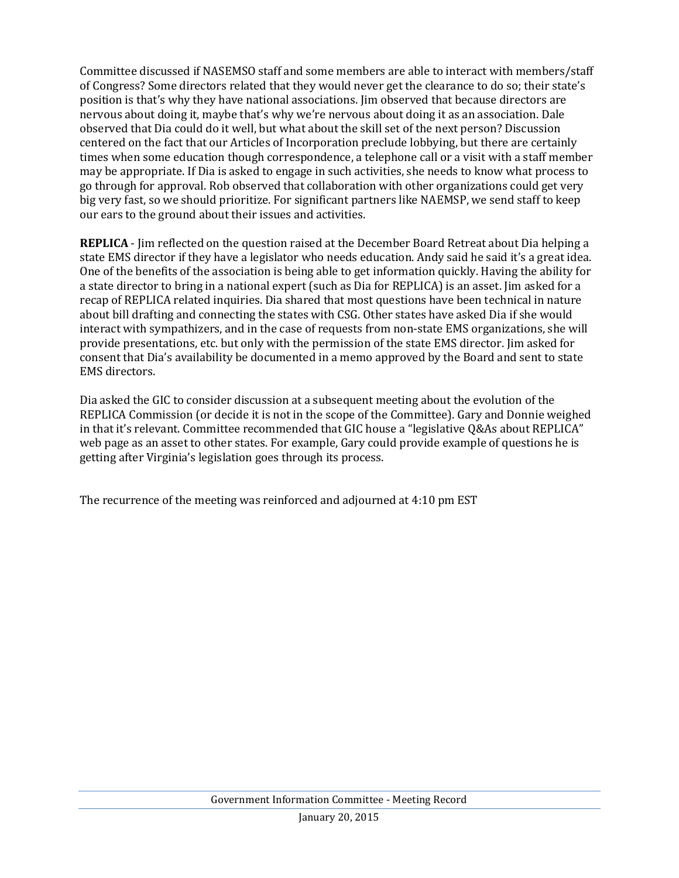Committee discussed if NASEMSO staff and some members are able to interact with members/staff of Congress? Some directors related that they would never get the clearance to do so; their state's position is that's why they have national associations. Jim observed that because directors are nervous about doing it, maybe that's why we're nervous about doing it as an association. Dale observed that Dia could do it well, but what about the skill set of the next person? Discussion centered on the fact that our Articles of Incorporation preclude lobbying, but there are certainly times when some education though correspondence, a telephone call or a visit with a staff member may be appropriate. If Dia is asked to engage in such activities, she needs to know what process to go through for approval. Rob observed that collaboration with other organizations could get very big very fast, so we should prioritize. For significant partners like NAEMSP, we send staff to keep our ears to the ground about their issues and activities.

**REPLICA** - Jim reflected on the question raised at the December Board Retreat about Dia helping a state EMS director if they have a legislator who needs education. Andy said he said it's a great idea. One of the benefits of the association is being able to get information quickly. Having the ability for a state director to bring in a national expert (such as Dia for REPLICA) is an asset. Jim asked for a recap of REPLICA related inquiries. Dia shared that most questions have been technical in nature about bill drafting and connecting the states with CSG. Other states have asked Dia if she would interact with sympathizers, and in the case of requests from non-state EMS organizations, she will provide presentations, etc. but only with the permission of the state EMS director. Jim asked for consent that Dia's availability be documented in a memo approved by the Board and sent to state EMS directors.

Dia asked the GIC to consider discussion at a subsequent meeting about the evolution of the REPLICA Commission (or decide it is not in the scope of the Committee). Gary and Donnie weighed in that it's relevant. Committee recommended that GIC house a "legislative Q&As about REPLICA" web page as an asset to other states. For example, Gary could provide example of questions he is getting after Virginia's legislation goes through its process.

The recurrence of the meeting was reinforced and adjourned at 4:10 pm EST